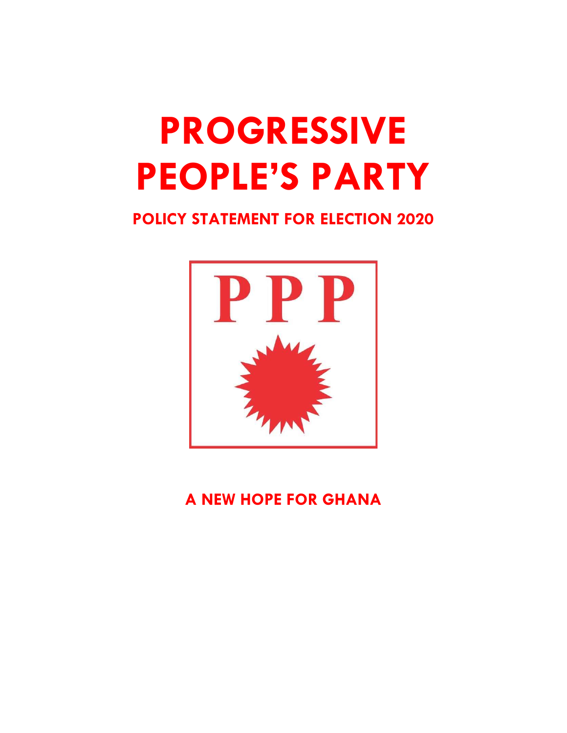# PROGRESSIVE PEOPLE'S PARTY

## POLICY STATEMENT FOR ELECTION 2020

PPP

## A NEW HOPE FOR GHANA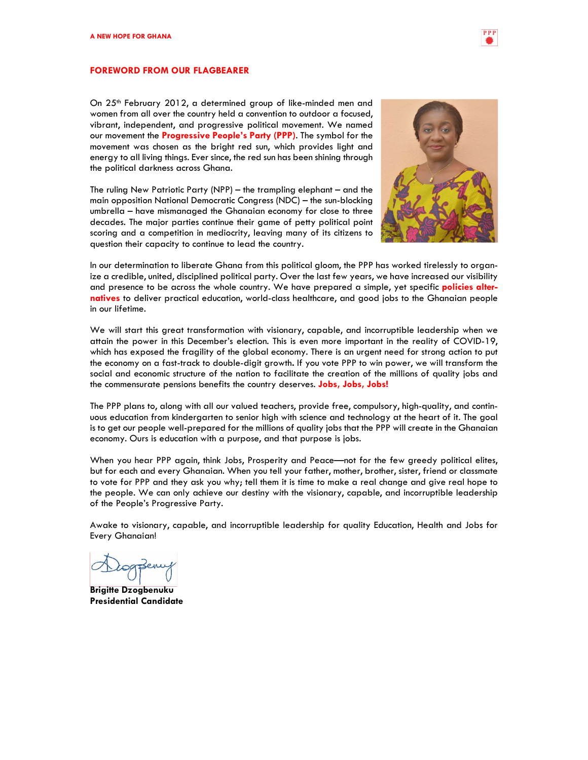## FOREWORD FROM OUR FLAGBEARER

On 25th February 2012, a determined group of like-minded men and women from all over the country held a convention to outdoor a focused, vibrant, independent, and progressive political movement. We named our movement the **Progressive People's Party (PPP)**. The symbol for the movement was chosen as the bright red sun, which provides light and energy to all living things. Ever since, the red sun has been shining through the political darkness across Ghana.

The ruling New Patriotic Party (NPP) – the trampling elephant – and the main opposition National Democratic Congress (NDC) – the sun-blocking umbrella – have mismanaged the Ghanaian economy for close to three decades. The major parties continue their game of petty political point scoring and a competition in mediocrity, leaving many of its citizens to question their capacity to continue to lead the country.

In our determination to liberate Ghana from this political gloom, the PPP has worked tirelessly to organize a credible, united, disciplined political party. Over the last few years, we have increased our visibility and presence to be across the whole country. We have prepared a simple, yet specific **policies alternatives** to deliver practical education, world-class healthcare, and good jobs to the Ghanaian people in our lifetime.

We will start this great transformation with visionary, capable, and incorruptible leadership when we attain the power in this December's election. This is even more important in the reality of COVID-19, which has exposed the fragility of the global economy. There is an urgent need for strong action to put the economy on a fast-track to double-digit growth. If you vote PPP to win power, we will transform the social and economic structure of the nation to facilitate the creation of the millions of quality jobs and the commensurate pensions benefits the country deserves. **Jobs, Jobs, Jobs!**

The PPP plans to, along with all our valued teachers, provide free, compulsory, high-quality, and continuous education from kindergarten to senior high with science and technology at the heart of it. The goal is to get our people well-prepared for the millions of quality jobs that the PPP will create in the Ghanaian economy. Ours is education with a purpose, and that purpose is jobs.

When you hear PPP again, think Jobs, Prosperity and Peace—not for the few greedy political elites, but for each and every Ghanaian. When you tell your father, mother, brother, sister, friend or classmate to vote for PPP and they ask you why; tell them it is time to make a real change and give real hope to the people. We can only achieve our destiny with the visionary, capable, and incorruptible leadership of the People's Progressive Party.

Awake to visionary, capable, and incorruptible leadership for quality Education, Health and Jobs for Every Ghanaian!

**Brigitte Dzogbenuku**
**Presidential Candidate**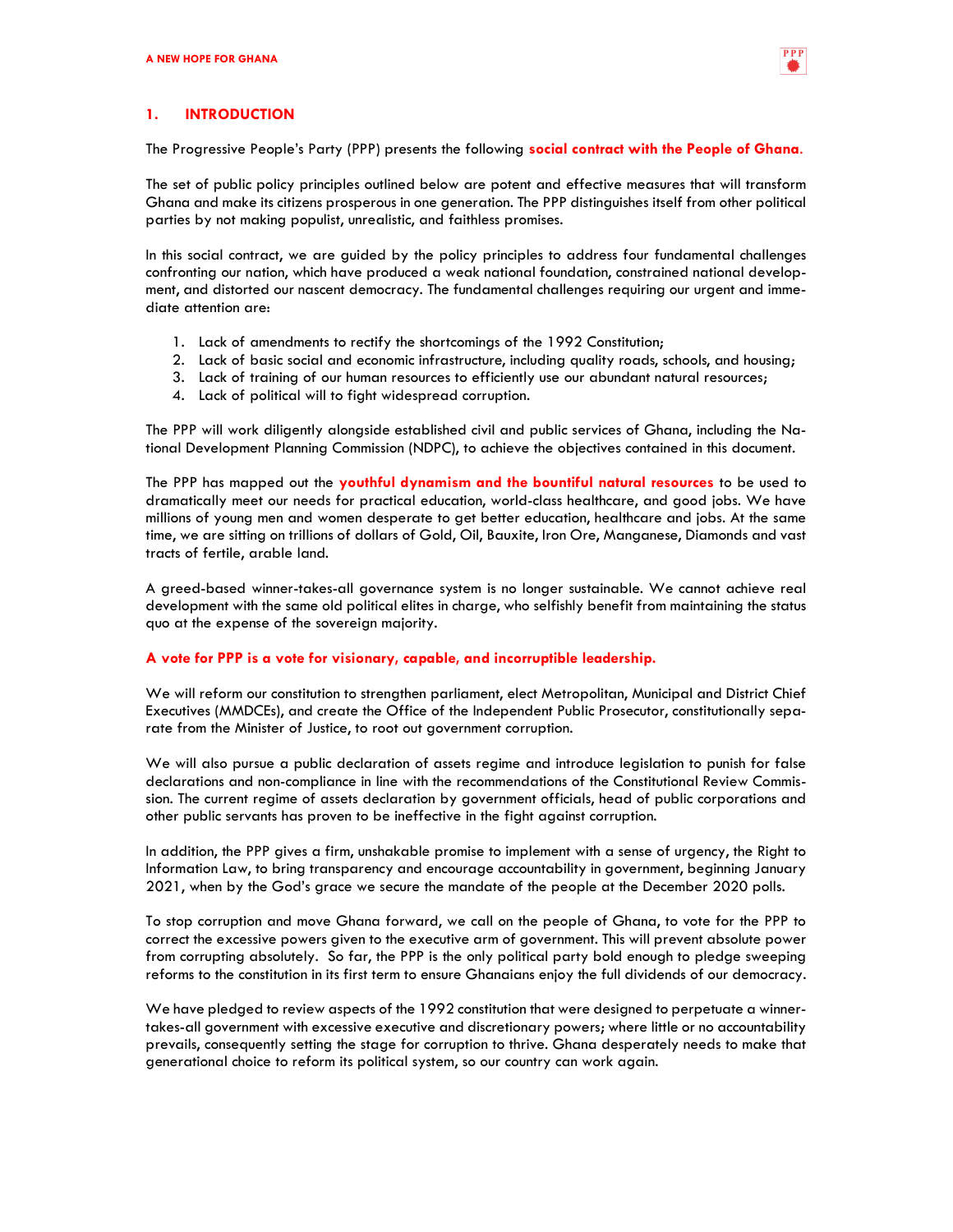## 1. INTRODUCTION

The Progressive People's Party (PPP) presents the following **social contract with the People of Ghana**.

The set of public policy principles outlined below are potent and effective measures that will transform Ghana and make its citizens prosperous in one generation. The PPP distinguishes itself from other political parties by not making populist, unrealistic, and faithless promises.

In this social contract, we are guided by the policy principles to address four fundamental challenges confronting our nation, which have produced a weak national foundation, constrained national development, and distorted our nascent democracy. The fundamental challenges requiring our urgent and immediate attention are:

1. Lack of amendments to rectify the shortcomings of the 1992 Constitution;
2. Lack of basic social and economic infrastructure, including quality roads, schools, and housing;
3. Lack of training of our human resources to efficiently use our abundant natural resources;
4. Lack of political will to fight widespread corruption.

The PPP will work diligently alongside established civil and public services of Ghana, including the National Development Planning Commission (NDPC), to achieve the objectives contained in this document.

The PPP has mapped out the **youthful dynamism and the bountiful natural resources** to be used to dramatically meet our needs for practical education, world-class healthcare, and good jobs. We have millions of young men and women desperate to get better education, healthcare and jobs. At the same time, we are sitting on trillions of dollars of Gold, Oil, Bauxite, Iron Ore, Manganese, Diamonds and vast tracts of fertile, arable land.

A greed-based winner-takes-all governance system is no longer sustainable. We cannot achieve real development with the same old political elites in charge, who selfishly benefit from maintaining the status quo at the expense of the sovereign majority.

**A vote for PPP is a vote for visionary, capable, and incorruptible leadership.**

We will reform our constitution to strengthen parliament, elect Metropolitan, Municipal and District Chief Executives (MMDCEs), and create the Office of the Independent Public Prosecutor, constitutionally separate from the Minister of Justice, to root out government corruption.

We will also pursue a public declaration of assets regime and introduce legislation to punish for false declarations and non-compliance in line with the recommendations of the Constitutional Review Commission. The current regime of assets declaration by government officials, head of public corporations and other public servants has proven to be ineffective in the fight against corruption.

In addition, the PPP gives a firm, unshakable promise to implement with a sense of urgency, the Right to Information Law, to bring transparency and encourage accountability in government, beginning January 2021, when by the God's grace we secure the mandate of the people at the December 2020 polls.

To stop corruption and move Ghana forward, we call on the people of Ghana, to vote for the PPP to correct the excessive powers given to the executive arm of government. This will prevent absolute power from corrupting absolutely. So far, the PPP is the only political party bold enough to pledge sweeping reforms to the constitution in its first term to ensure Ghanaians enjoy the full dividends of our democracy.

We have pledged to review aspects of the 1992 constitution that were designed to perpetuate a winner-takes-all government with excessive executive and discretionary powers; where little or no accountability prevails, consequently setting the stage for corruption to thrive. Ghana desperately needs to make that generational choice to reform its political system, so our country can work again.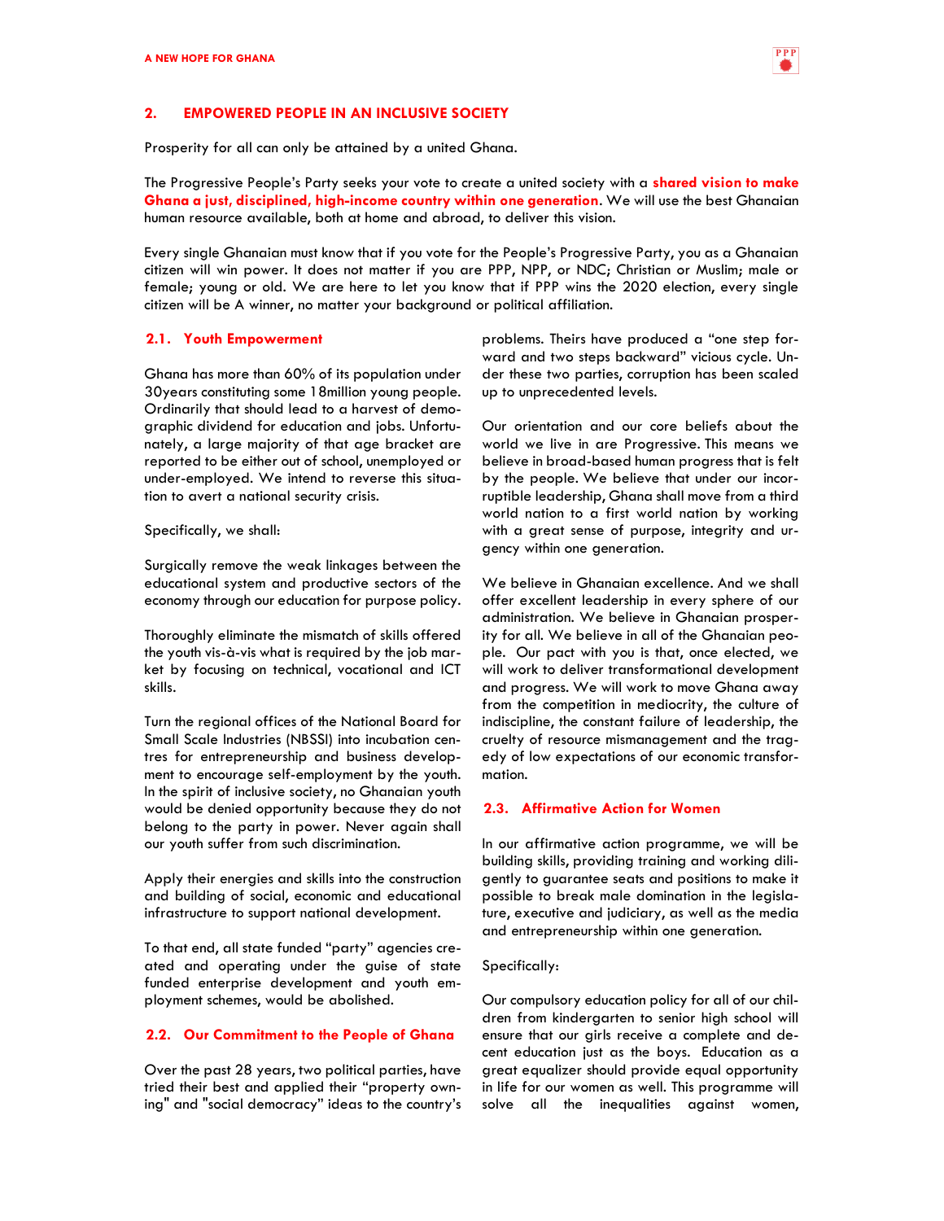## 2. EMPOWERED PEOPLE IN AN INCLUSIVE SOCIETY

Prosperity for all can only be attained by a united Ghana.

The Progressive People's Party seeks your vote to create a united society with a **shared vision to make Ghana a just, disciplined, high-income country within one generation**. We will use the best Ghanaian human resource available, both at home and abroad, to deliver this vision.

Every single Ghanaian must know that if you vote for the People's Progressive Party, you as a Ghanaian citizen will win power. It does not matter if you are PPP, NPP, or NDC; Christian or Muslim; male or female; young or old. We are here to let you know that if PPP wins the 2020 election, every single citizen will be A winner, no matter your background or political affiliation.

### 2.1. Youth Empowerment

Ghana has more than 60% of its population under 30years constituting some 18million young people. Ordinarily that should lead to a harvest of demographic dividend for education and jobs. Unfortunately, a large majority of that age bracket are reported to be either out of school, unemployed or under-employed. We intend to reverse this situation to avert a national security crisis.

Specifically, we shall:

Surgically remove the weak linkages between the educational system and productive sectors of the economy through our education for purpose policy.

Thoroughly eliminate the mismatch of skills offered the youth vis-à-vis what is required by the job market by focusing on technical, vocational and ICT skills.

Turn the regional offices of the National Board for Small Scale Industries (NBSSI) into incubation centres for entrepreneurship and business development to encourage self-employment by the youth. In the spirit of inclusive society, no Ghanaian youth would be denied opportunity because they do not belong to the party in power. Never again shall our youth suffer from such discrimination.

Apply their energies and skills into the construction and building of social, economic and educational infrastructure to support national development.

To that end, all state funded "party" agencies created and operating under the guise of state funded enterprise development and youth employment schemes, would be abolished.

### 2.2. Our Commitment to the People of Ghana

Over the past 28 years, two political parties, have tried their best and applied their "property owning" and "social democracy" ideas to the country's problems. Theirs have produced a "one step forward and two steps backward" vicious cycle. Under these two parties, corruption has been scaled up to unprecedented levels.

Our orientation and our core beliefs about the world we live in are Progressive. This means we believe in broad-based human progress that is felt by the people. We believe that under our incorruptible leadership, Ghana shall move from a third world nation to a first world nation by working with a great sense of purpose, integrity and urgency within one generation.

We believe in Ghanaian excellence. And we shall offer excellent leadership in every sphere of our administration. We believe in Ghanaian prosperity for all. We believe in all of the Ghanaian people. Our pact with you is that, once elected, we will work to deliver transformational development and progress. We will work to move Ghana away from the competition in mediocrity, the culture of indiscipline, the constant failure of leadership, the cruelty of resource mismanagement and the tragedy of low expectations of our economic transformation.

### 2.3. Affirmative Action for Women

In our affirmative action programme, we will be building skills, providing training and working diligently to guarantee seats and positions to make it possible to break male domination in the legislature, executive and judiciary, as well as the media and entrepreneurship within one generation.

Specifically:

Our compulsory education policy for all of our children from kindergarten to senior high school will ensure that our girls receive a complete and decent education just as the boys. Education as a great equalizer should provide equal opportunity in life for our women as well. This programme will solve all the inequalities against women,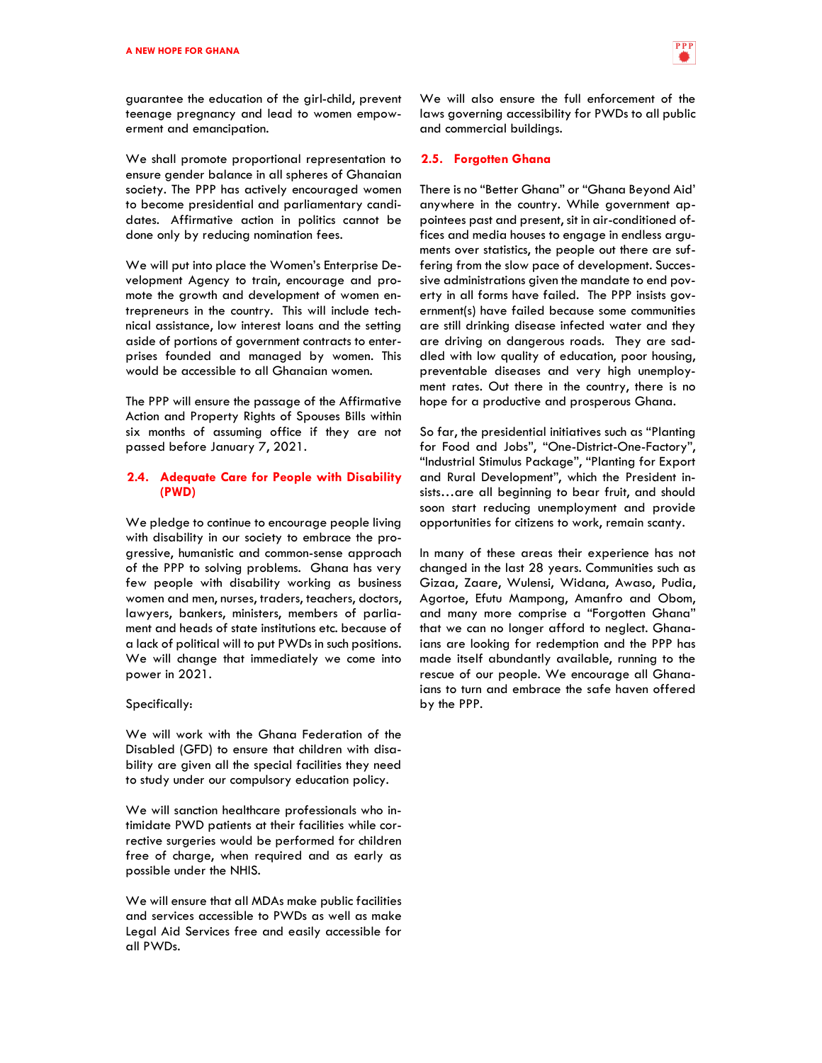guarantee the education of the girl-child, prevent teenage pregnancy and lead to women empowerment and emancipation.

We shall promote proportional representation to ensure gender balance in all spheres of Ghanaian society. The PPP has actively encouraged women to become presidential and parliamentary candidates. Affirmative action in politics cannot be done only by reducing nomination fees.

We will put into place the Women's Enterprise Development Agency to train, encourage and promote the growth and development of women entrepreneurs in the country. This will include technical assistance, low interest loans and the setting aside of portions of government contracts to enterprises founded and managed by women. This would be accessible to all Ghanaian women.

The PPP will ensure the passage of the Affirmative Action and Property Rights of Spouses Bills within six months of assuming office if they are not passed before January 7, 2021.

## 2.4. Adequate Care for People with Disability (PWD)

We pledge to continue to encourage people living with disability in our society to embrace the progressive, humanistic and common-sense approach of the PPP to solving problems. Ghana has very few people with disability working as business women and men, nurses, traders, teachers, doctors, lawyers, bankers, ministers, members of parliament and heads of state institutions etc. because of a lack of political will to put PWDs in such positions. We will change that immediately we come into power in 2021.

Specifically:

We will work with the Ghana Federation of the Disabled (GFD) to ensure that children with disability are given all the special facilities they need to study under our compulsory education policy.

We will sanction healthcare professionals who intimidate PWD patients at their facilities while corrective surgeries would be performed for children free of charge, when required and as early as possible under the NHIS.

We will ensure that all MDAs make public facilities and services accessible to PWDs as well as make Legal Aid Services free and easily accessible for all PWDs.

We will also ensure the full enforcement of the laws governing accessibility for PWDs to all public and commercial buildings.

## 2.5. Forgotten Ghana

There is no "Better Ghana" or "Ghana Beyond Aid' anywhere in the country. While government appointees past and present, sit in air-conditioned offices and media houses to engage in endless arguments over statistics, the people out there are suffering from the slow pace of development. Successive administrations given the mandate to end poverty in all forms have failed. The PPP insists government(s) have failed because some communities are still drinking disease infected water and they are driving on dangerous roads. They are saddled with low quality of education, poor housing, preventable diseases and very high unemployment rates. Out there in the country, there is no hope for a productive and prosperous Ghana.

So far, the presidential initiatives such as "Planting for Food and Jobs", "One-District-One-Factory", "Industrial Stimulus Package", "Planting for Export and Rural Development", which the President insists…are all beginning to bear fruit, and should soon start reducing unemployment and provide opportunities for citizens to work, remain scanty.

In many of these areas their experience has not changed in the last 28 years. Communities such as Gizaa, Zaare, Wulensi, Widana, Awaso, Pudia, Agortoe, Efutu Mampong, Amanfro and Obom, and many more comprise a "Forgotten Ghana" that we can no longer afford to neglect. Ghanaians are looking for redemption and the PPP has made itself abundantly available, running to the rescue of our people. We encourage all Ghanaians to turn and embrace the safe haven offered by the PPP.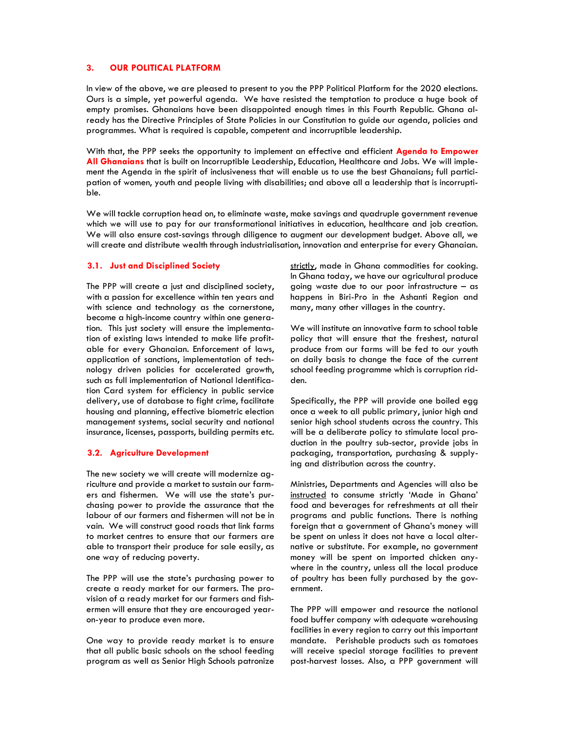## 3. OUR POLITICAL PLATFORM

In view of the above, we are pleased to present to you the PPP Political Platform for the 2020 elections. Ours is a simple, yet powerful agenda. We have resisted the temptation to produce a huge book of empty promises. Ghanaians have been disappointed enough times in this Fourth Republic. Ghana already has the Directive Principles of State Policies in our Constitution to guide our agenda, policies and programmes. What is required is capable, competent and incorruptible leadership.

With that, the PPP seeks the opportunity to implement an effective and efficient **Agenda to Empower All Ghanaians** that is built on Incorruptible Leadership, Education, Healthcare and Jobs. We will implement the Agenda in the spirit of inclusiveness that will enable us to use the best Ghanaians; full participation of women, youth and people living with disabilities; and above all a leadership that is incorruptible.

We will tackle corruption head on, to eliminate waste, make savings and quadruple government revenue which we will use to pay for our transformational initiatives in education, healthcare and job creation. We will also ensure cost-savings through diligence to augment our development budget. Above all, we will create and distribute wealth through industrialisation, innovation and enterprise for every Ghanaian.

### 3.1. Just and Disciplined Society

The PPP will create a just and disciplined society, with a passion for excellence within ten years and with science and technology as the cornerstone, become a high-income country within one generation. This just society will ensure the implementation of existing laws intended to make life profitable for every Ghanaian. Enforcement of laws, application of sanctions, implementation of technology driven policies for accelerated growth, such as full implementation of National Identification Card system for efficiency in public service delivery, use of database to fight crime, facilitate housing and planning, effective biometric election management systems, social security and national insurance, licenses, passports, building permits etc.

### 3.2. Agriculture Development

The new society we will create will modernize agriculture and provide a market to sustain our farmers and fishermen. We will use the state's purchasing power to provide the assurance that the labour of our farmers and fishermen will not be in vain. We will construct good roads that link farms to market centres to ensure that our farmers are able to transport their produce for sale easily, as one way of reducing poverty.

The PPP will use the state's purchasing power to create a ready market for our farmers. The provision of a ready market for our farmers and fishermen will ensure that they are encouraged year-on-year to produce even more.

One way to provide ready market is to ensure that all public basic schools on the school feeding program as well as Senior High Schools patronize strictly, made in Ghana commodities for cooking. In Ghana today, we have our agricultural produce going waste due to our poor infrastructure – as happens in Biri-Pro in the Ashanti Region and many, many other villages in the country.

We will institute an innovative farm to school table policy that will ensure that the freshest, natural produce from our farms will be fed to our youth on daily basis to change the face of the current school feeding programme which is corruption ridden.

Specifically, the PPP will provide one boiled egg once a week to all public primary, junior high and senior high school students across the country. This will be a deliberate policy to stimulate local production in the poultry sub-sector, provide jobs in packaging, transportation, purchasing & supplying and distribution across the country.

Ministries, Departments and Agencies will also be instructed to consume strictly 'Made in Ghana' food and beverages for refreshments at all their programs and public functions. There is nothing foreign that a government of Ghana's money will be spent on unless it does not have a local alternative or substitute. For example, no government money will be spent on imported chicken anywhere in the country, unless all the local produce of poultry has been fully purchased by the government.

The PPP will empower and resource the national food buffer company with adequate warehousing facilities in every region to carry out this important mandate. Perishable products such as tomatoes will receive special storage facilities to prevent post-harvest losses. Also, a PPP government will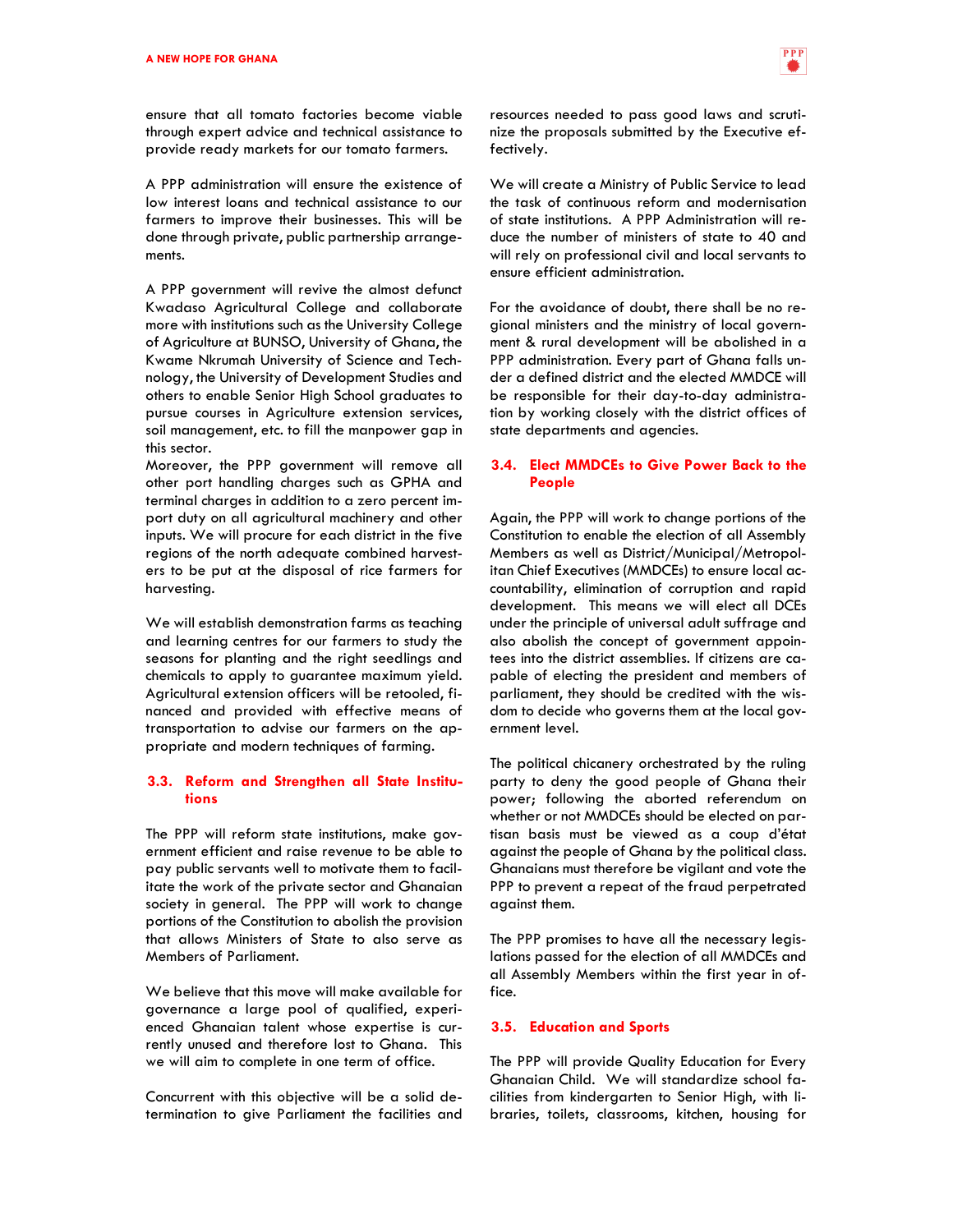ensure that all tomato factories become viable through expert advice and technical assistance to provide ready markets for our tomato farmers.

A PPP administration will ensure the existence of low interest loans and technical assistance to our farmers to improve their businesses. This will be done through private, public partnership arrangements.

A PPP government will revive the almost defunct Kwadaso Agricultural College and collaborate more with institutions such as the University College of Agriculture at BUNSO, University of Ghana, the Kwame Nkrumah University of Science and Technology, the University of Development Studies and others to enable Senior High School graduates to pursue courses in Agriculture extension services, soil management, etc. to fill the manpower gap in this sector.

Moreover, the PPP government will remove all other port handling charges such as GPHA and terminal charges in addition to a zero percent import duty on all agricultural machinery and other inputs. We will procure for each district in the five regions of the north adequate combined harvesters to be put at the disposal of rice farmers for harvesting.

We will establish demonstration farms as teaching and learning centres for our farmers to study the seasons for planting and the right seedlings and chemicals to apply to guarantee maximum yield. Agricultural extension officers will be retooled, financed and provided with effective means of transportation to advise our farmers on the appropriate and modern techniques of farming.

### 3.3. Reform and Strengthen all State Institutions

The PPP will reform state institutions, make government efficient and raise revenue to be able to pay public servants well to motivate them to facilitate the work of the private sector and Ghanaian society in general. The PPP will work to change portions of the Constitution to abolish the provision that allows Ministers of State to also serve as Members of Parliament.

We believe that this move will make available for governance a large pool of qualified, experienced Ghanaian talent whose expertise is currently unused and therefore lost to Ghana. This we will aim to complete in one term of office.

Concurrent with this objective will be a solid determination to give Parliament the facilities and resources needed to pass good laws and scrutinize the proposals submitted by the Executive effectively.

We will create a Ministry of Public Service to lead the task of continuous reform and modernisation of state institutions. A PPP Administration will reduce the number of ministers of state to 40 and will rely on professional civil and local servants to ensure efficient administration.

For the avoidance of doubt, there shall be no regional ministers and the ministry of local government & rural development will be abolished in a PPP administration. Every part of Ghana falls under a defined district and the elected MMDCE will be responsible for their day-to-day administration by working closely with the district offices of state departments and agencies.

### 3.4. Elect MMDCEs to Give Power Back to the People

Again, the PPP will work to change portions of the Constitution to enable the election of all Assembly Members as well as District/Municipal/Metropolitan Chief Executives (MMDCEs) to ensure local accountability, elimination of corruption and rapid development. This means we will elect all DCEs under the principle of universal adult suffrage and also abolish the concept of government appointees into the district assemblies. If citizens are capable of electing the president and members of parliament, they should be credited with the wisdom to decide who governs them at the local government level.

The political chicanery orchestrated by the ruling party to deny the good people of Ghana their power; following the aborted referendum on whether or not MMDCEs should be elected on partisan basis must be viewed as a coup d'état against the people of Ghana by the political class. Ghanaians must therefore be vigilant and vote the PPP to prevent a repeat of the fraud perpetrated against them.

The PPP promises to have all the necessary legislations passed for the election of all MMDCEs and all Assembly Members within the first year in office.

### 3.5. Education and Sports

The PPP will provide Quality Education for Every Ghanaian Child. We will standardize school facilities from kindergarten to Senior High, with libraries, toilets, classrooms, kitchen, housing for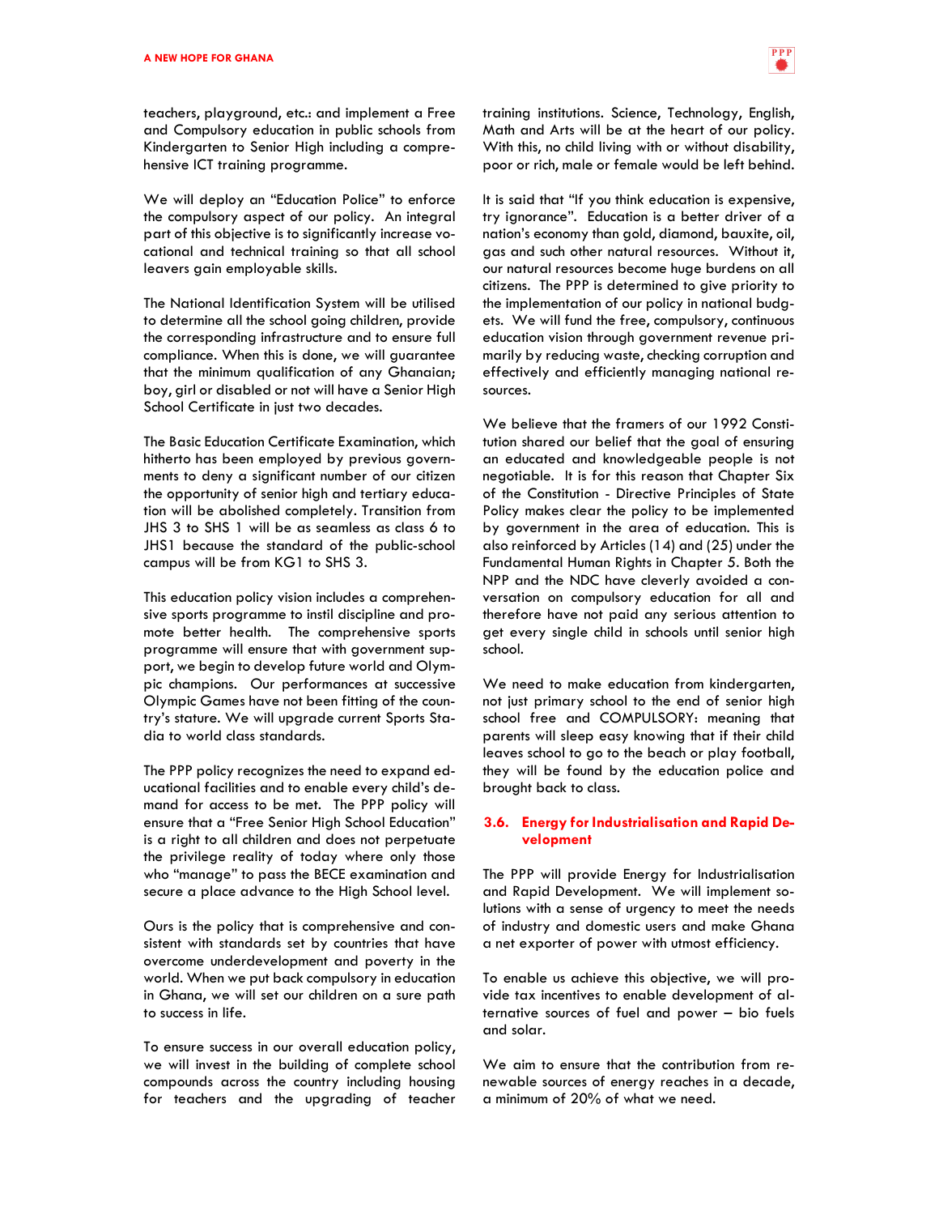teachers, playground, etc.: and implement a Free and Compulsory education in public schools from Kindergarten to Senior High including a comprehensive ICT training programme.

We will deploy an "Education Police" to enforce the compulsory aspect of our policy. An integral part of this objective is to significantly increase vocational and technical training so that all school leavers gain employable skills.

The National Identification System will be utilised to determine all the school going children, provide the corresponding infrastructure and to ensure full compliance. When this is done, we will guarantee that the minimum qualification of any Ghanaian; boy, girl or disabled or not will have a Senior High School Certificate in just two decades.

The Basic Education Certificate Examination, which hitherto has been employed by previous governments to deny a significant number of our citizen the opportunity of senior high and tertiary education will be abolished completely. Transition from JHS 3 to SHS 1 will be as seamless as class 6 to JHS1 because the standard of the public-school campus will be from KG1 to SHS 3.

This education policy vision includes a comprehensive sports programme to instil discipline and promote better health. The comprehensive sports programme will ensure that with government support, we begin to develop future world and Olympic champions. Our performances at successive Olympic Games have not been fitting of the country's stature. We will upgrade current Sports Stadia to world class standards.

The PPP policy recognizes the need to expand educational facilities and to enable every child's demand for access to be met. The PPP policy will ensure that a "Free Senior High School Education" is a right to all children and does not perpetuate the privilege reality of today where only those who "manage" to pass the BECE examination and secure a place advance to the High School level.

Ours is the policy that is comprehensive and consistent with standards set by countries that have overcome underdevelopment and poverty in the world. When we put back compulsory in education in Ghana, we will set our children on a sure path to success in life.

To ensure success in our overall education policy, we will invest in the building of complete school compounds across the country including housing for teachers and the upgrading of teacher training institutions. Science, Technology, English, Math and Arts will be at the heart of our policy. With this, no child living with or without disability, poor or rich, male or female would be left behind.

It is said that "If you think education is expensive, try ignorance". Education is a better driver of a nation's economy than gold, diamond, bauxite, oil, gas and such other natural resources. Without it, our natural resources become huge burdens on all citizens. The PPP is determined to give priority to the implementation of our policy in national budgets. We will fund the free, compulsory, continuous education vision through government revenue primarily by reducing waste, checking corruption and effectively and efficiently managing national resources.

We believe that the framers of our 1992 Constitution shared our belief that the goal of ensuring an educated and knowledgeable people is not negotiable. It is for this reason that Chapter Six of the Constitution - Directive Principles of State Policy makes clear the policy to be implemented by government in the area of education. This is also reinforced by Articles (14) and (25) under the Fundamental Human Rights in Chapter 5. Both the NPP and the NDC have cleverly avoided a conversation on compulsory education for all and therefore have not paid any serious attention to get every single child in schools until senior high school.

We need to make education from kindergarten, not just primary school to the end of senior high school free and COMPULSORY: meaning that parents will sleep easy knowing that if their child leaves school to go to the beach or play football, they will be found by the education police and brought back to class.

### 3.6. Energy for Industrialisation and Rapid Development

The PPP will provide Energy for Industrialisation and Rapid Development. We will implement solutions with a sense of urgency to meet the needs of industry and domestic users and make Ghana a net exporter of power with utmost efficiency.

To enable us achieve this objective, we will provide tax incentives to enable development of alternative sources of fuel and power – bio fuels and solar.

We aim to ensure that the contribution from renewable sources of energy reaches in a decade, a minimum of 20% of what we need.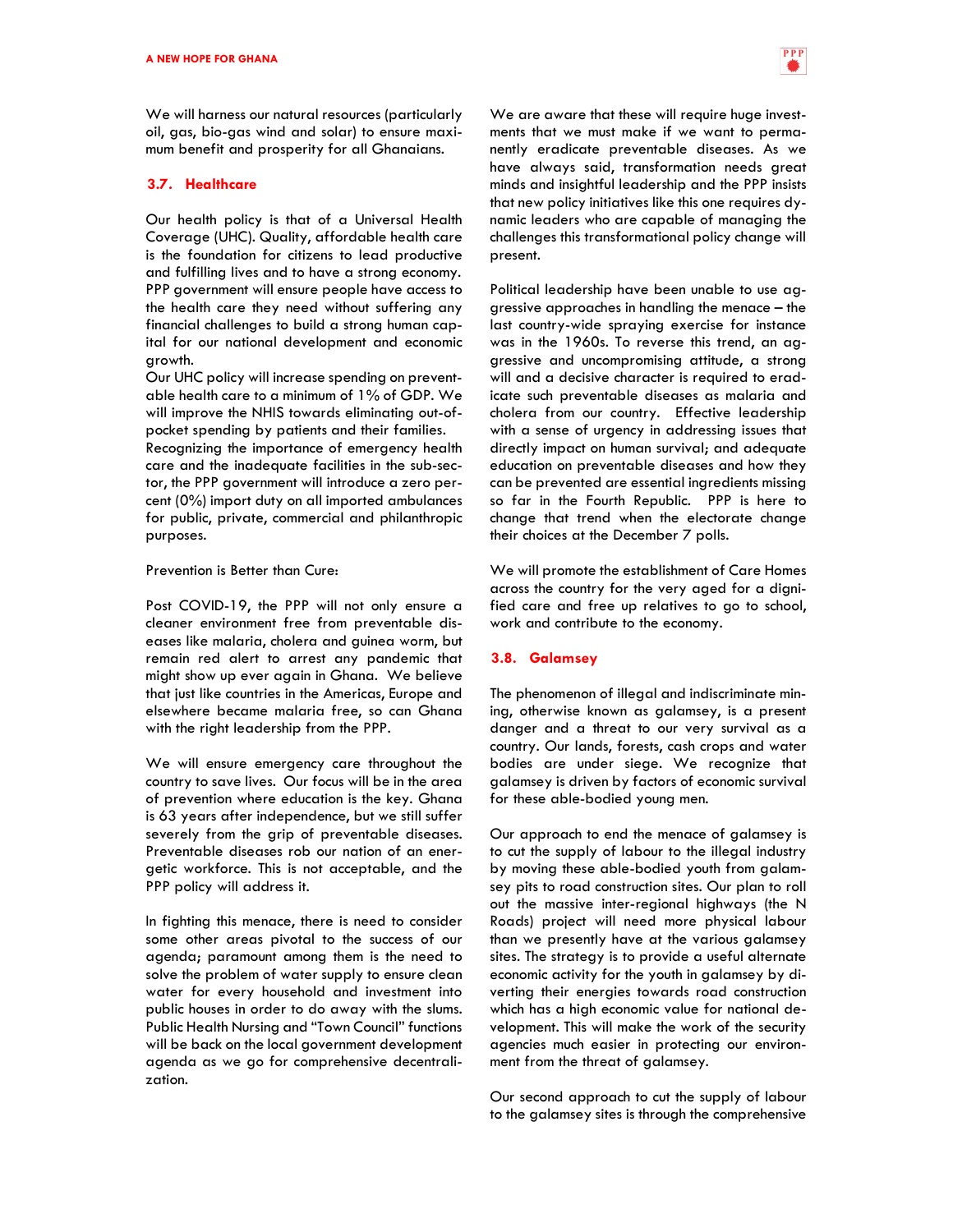We will harness our natural resources (particularly oil, gas, bio-gas wind and solar) to ensure maximum benefit and prosperity for all Ghanaians.

## 3.7. Healthcare

Our health policy is that of a Universal Health Coverage (UHC). Quality, affordable health care is the foundation for citizens to lead productive and fulfilling lives and to have a strong economy. PPP government will ensure people have access to the health care they need without suffering any financial challenges to build a strong human capital for our national development and economic growth.

Our UHC policy will increase spending on preventable health care to a minimum of 1% of GDP. We will improve the NHIS towards eliminating out-of-pocket spending by patients and their families.

Recognizing the importance of emergency health care and the inadequate facilities in the sub-sector, the PPP government will introduce a zero percent (0%) import duty on all imported ambulances for public, private, commercial and philanthropic purposes.

Prevention is Better than Cure:

Post COVID-19, the PPP will not only ensure a cleaner environment free from preventable diseases like malaria, cholera and guinea worm, but remain red alert to arrest any pandemic that might show up ever again in Ghana. We believe that just like countries in the Americas, Europe and elsewhere became malaria free, so can Ghana with the right leadership from the PPP.

We will ensure emergency care throughout the country to save lives. Our focus will be in the area of prevention where education is the key. Ghana is 63 years after independence, but we still suffer severely from the grip of preventable diseases. Preventable diseases rob our nation of an energetic workforce. This is not acceptable, and the PPP policy will address it.

In fighting this menace, there is need to consider some other areas pivotal to the success of our agenda; paramount among them is the need to solve the problem of water supply to ensure clean water for every household and investment into public houses in order to do away with the slums. Public Health Nursing and "Town Council" functions will be back on the local government development agenda as we go for comprehensive decentralization.

We are aware that these will require huge investments that we must make if we want to permanently eradicate preventable diseases. As we have always said, transformation needs great minds and insightful leadership and the PPP insists that new policy initiatives like this one requires dynamic leaders who are capable of managing the challenges this transformational policy change will present.

Political leadership have been unable to use aggressive approaches in handling the menace – the last country-wide spraying exercise for instance was in the 1960s. To reverse this trend, an aggressive and uncompromising attitude, a strong will and a decisive character is required to eradicate such preventable diseases as malaria and cholera from our country. Effective leadership with a sense of urgency in addressing issues that directly impact on human survival; and adequate education on preventable diseases and how they can be prevented are essential ingredients missing so far in the Fourth Republic. PPP is here to change that trend when the electorate change their choices at the December 7 polls.

We will promote the establishment of Care Homes across the country for the very aged for a dignified care and free up relatives to go to school, work and contribute to the economy.

## 3.8. Galamsey

The phenomenon of illegal and indiscriminate mining, otherwise known as galamsey, is a present danger and a threat to our very survival as a country. Our lands, forests, cash crops and water bodies are under siege. We recognize that galamsey is driven by factors of economic survival for these able-bodied young men.

Our approach to end the menace of galamsey is to cut the supply of labour to the illegal industry by moving these able-bodied youth from galamsey pits to road construction sites. Our plan to roll out the massive inter-regional highways (the N Roads) project will need more physical labour than we presently have at the various galamsey sites. The strategy is to provide a useful alternate economic activity for the youth in galamsey by diverting their energies towards road construction which has a high economic value for national development. This will make the work of the security agencies much easier in protecting our environment from the threat of galamsey.

Our second approach to cut the supply of labour to the galamsey sites is through the comprehensive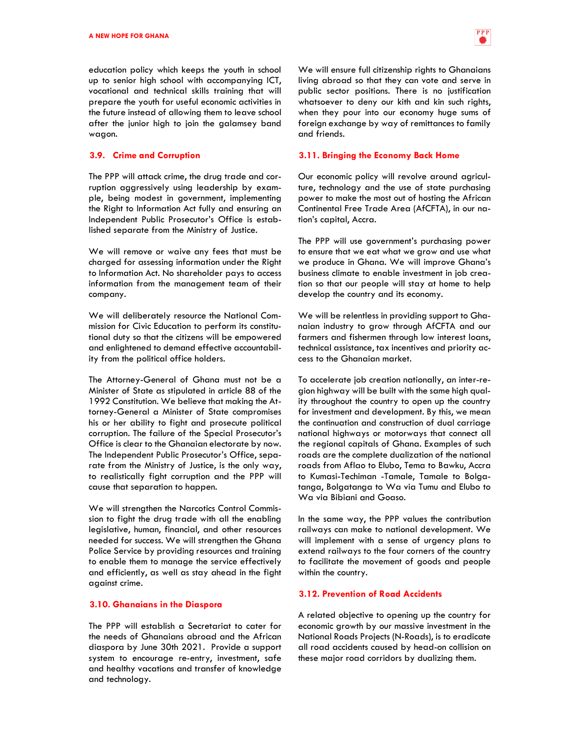education policy which keeps the youth in school up to senior high school with accompanying ICT, vocational and technical skills training that will prepare the youth for useful economic activities in the future instead of allowing them to leave school after the junior high to join the galamsey band wagon.

### 3.9. Crime and Corruption

The PPP will attack crime, the drug trade and corruption aggressively using leadership by example, being modest in government, implementing the Right to Information Act fully and ensuring an Independent Public Prosecutor's Office is established separate from the Ministry of Justice.

We will remove or waive any fees that must be charged for assessing information under the Right to Information Act. No shareholder pays to access information from the management team of their company.

We will deliberately resource the National Commission for Civic Education to perform its constitutional duty so that the citizens will be empowered and enlightened to demand effective accountability from the political office holders.

The Attorney-General of Ghana must not be a Minister of State as stipulated in article 88 of the 1992 Constitution. We believe that making the Attorney-General a Minister of State compromises his or her ability to fight and prosecute political corruption. The failure of the Special Prosecutor's Office is clear to the Ghanaian electorate by now. The Independent Public Prosecutor's Office, separate from the Ministry of Justice, is the only way, to realistically fight corruption and the PPP will cause that separation to happen.

We will strengthen the Narcotics Control Commission to fight the drug trade with all the enabling legislative, human, financial, and other resources needed for success. We will strengthen the Ghana Police Service by providing resources and training to enable them to manage the service effectively and efficiently, as well as stay ahead in the fight against crime.

### 3.10. Ghanaians in the Diaspora

The PPP will establish a Secretariat to cater for the needs of Ghanaians abroad and the African diaspora by June 30th 2021. Provide a support system to encourage re-entry, investment, safe and healthy vacations and transfer of knowledge and technology.

We will ensure full citizenship rights to Ghanaians living abroad so that they can vote and serve in public sector positions. There is no justification whatsoever to deny our kith and kin such rights, when they pour into our economy huge sums of foreign exchange by way of remittances to family and friends.

### 3.11. Bringing the Economy Back Home

Our economic policy will revolve around agriculture, technology and the use of state purchasing power to make the most out of hosting the African Continental Free Trade Area (AfCFTA), in our nation's capital, Accra.

The PPP will use government's purchasing power to ensure that we eat what we grow and use what we produce in Ghana. We will improve Ghana's business climate to enable investment in job creation so that our people will stay at home to help develop the country and its economy.

We will be relentless in providing support to Ghanaian industry to grow through AfCFTA and our farmers and fishermen through low interest loans, technical assistance, tax incentives and priority access to the Ghanaian market.

To accelerate job creation nationally, an inter-region highway will be built with the same high quality throughout the country to open up the country for investment and development. By this, we mean the continuation and construction of dual carriage national highways or motorways that connect all the regional capitals of Ghana. Examples of such roads are the complete dualization of the national roads from Aflao to Elubo, Tema to Bawku, Accra to Kumasi-Techiman -Tamale, Tamale to Bolgatanga, Bolgatanga to Wa via Tumu and Elubo to Wa via Bibiani and Goaso.

In the same way, the PPP values the contribution railways can make to national development. We will implement with a sense of urgency plans to extend railways to the four corners of the country to facilitate the movement of goods and people within the country.

### 3.12. Prevention of Road Accidents

A related objective to opening up the country for economic growth by our massive investment in the National Roads Projects (N-Roads), is to eradicate all road accidents caused by head-on collision on these major road corridors by dualizing them.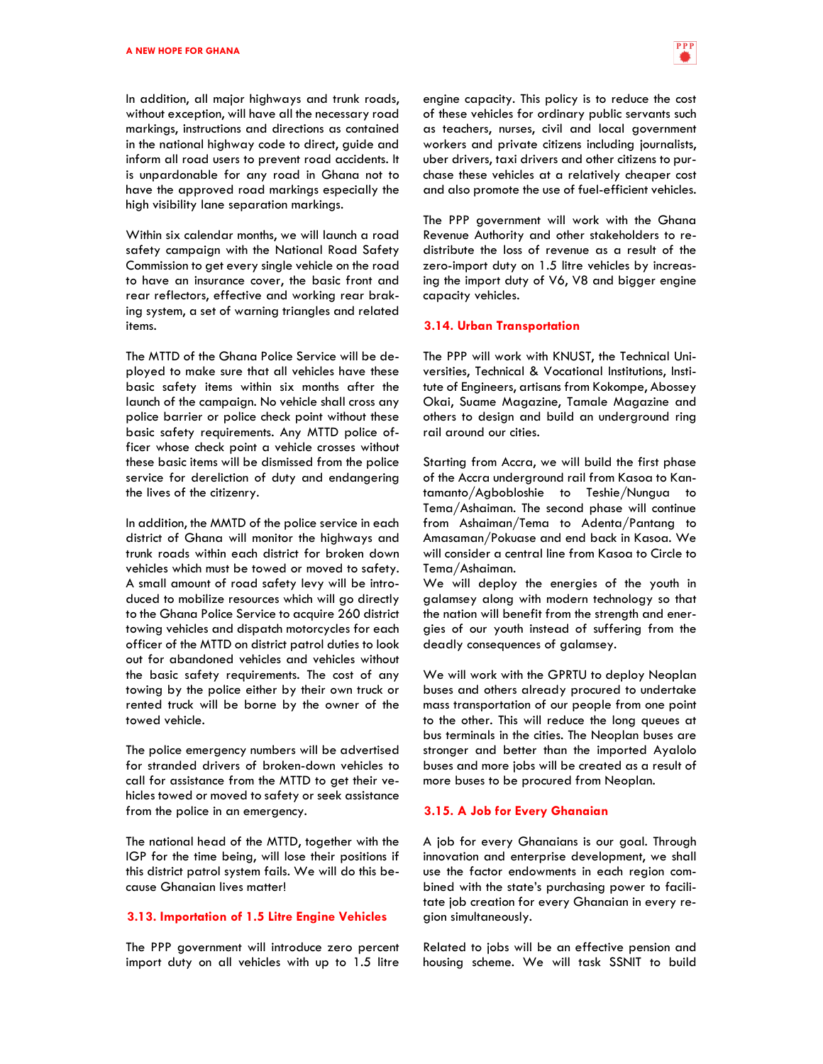In addition, all major highways and trunk roads, without exception, will have all the necessary road markings, instructions and directions as contained in the national highway code to direct, guide and inform all road users to prevent road accidents. It is unpardonable for any road in Ghana not to have the approved road markings especially the high visibility lane separation markings.

Within six calendar months, we will launch a road safety campaign with the National Road Safety Commission to get every single vehicle on the road to have an insurance cover, the basic front and rear reflectors, effective and working rear braking system, a set of warning triangles and related items.

The MTTD of the Ghana Police Service will be deployed to make sure that all vehicles have these basic safety items within six months after the launch of the campaign. No vehicle shall cross any police barrier or police check point without these basic safety requirements. Any MTTD police officer whose check point a vehicle crosses without these basic items will be dismissed from the police service for dereliction of duty and endangering the lives of the citizenry.

In addition, the MMTD of the police service in each district of Ghana will monitor the highways and trunk roads within each district for broken down vehicles which must be towed or moved to safety. A small amount of road safety levy will be introduced to mobilize resources which will go directly to the Ghana Police Service to acquire 260 district towing vehicles and dispatch motorcycles for each officer of the MTTD on district patrol duties to look out for abandoned vehicles and vehicles without the basic safety requirements. The cost of any towing by the police either by their own truck or rented truck will be borne by the owner of the towed vehicle.

The police emergency numbers will be advertised for stranded drivers of broken-down vehicles to call for assistance from the MTTD to get their vehicles towed or moved to safety or seek assistance from the police in an emergency.

The national head of the MTTD, together with the IGP for the time being, will lose their positions if this district patrol system fails. We will do this because Ghanaian lives matter!

### 3.13. Importation of 1.5 Litre Engine Vehicles

The PPP government will introduce zero percent import duty on all vehicles with up to 1.5 litre engine capacity. This policy is to reduce the cost of these vehicles for ordinary public servants such as teachers, nurses, civil and local government workers and private citizens including journalists, uber drivers, taxi drivers and other citizens to purchase these vehicles at a relatively cheaper cost and also promote the use of fuel-efficient vehicles.

The PPP government will work with the Ghana Revenue Authority and other stakeholders to redistribute the loss of revenue as a result of the zero-import duty on 1.5 litre vehicles by increasing the import duty of V6, V8 and bigger engine capacity vehicles.

### 3.14. Urban Transportation

The PPP will work with KNUST, the Technical Universities, Technical & Vocational Institutions, Institute of Engineers, artisans from Kokompe, Abossey Okai, Suame Magazine, Tamale Magazine and others to design and build an underground ring rail around our cities.

Starting from Accra, we will build the first phase of the Accra underground rail from Kasoa to Kantamanto/Agbobloshie to Teshie/Nungua to Tema/Ashaiman. The second phase will continue from Ashaiman/Tema to Adenta/Pantang to Amasaman/Pokuase and end back in Kasoa. We will consider a central line from Kasoa to Circle to Tema/Ashaiman.
We will deploy the energies of the youth in galamsey along with modern technology so that the nation will benefit from the strength and energies of our youth instead of suffering from the deadly consequences of galamsey.

We will work with the GPRTU to deploy Neoplan buses and others already procured to undertake mass transportation of our people from one point to the other. This will reduce the long queues at bus terminals in the cities. The Neoplan buses are stronger and better than the imported Ayalolo buses and more jobs will be created as a result of more buses to be procured from Neoplan.

### 3.15. A Job for Every Ghanaian

A job for every Ghanaians is our goal. Through innovation and enterprise development, we shall use the factor endowments in each region combined with the state's purchasing power to facilitate job creation for every Ghanaian in every region simultaneously.

Related to jobs will be an effective pension and housing scheme. We will task SSNIT to build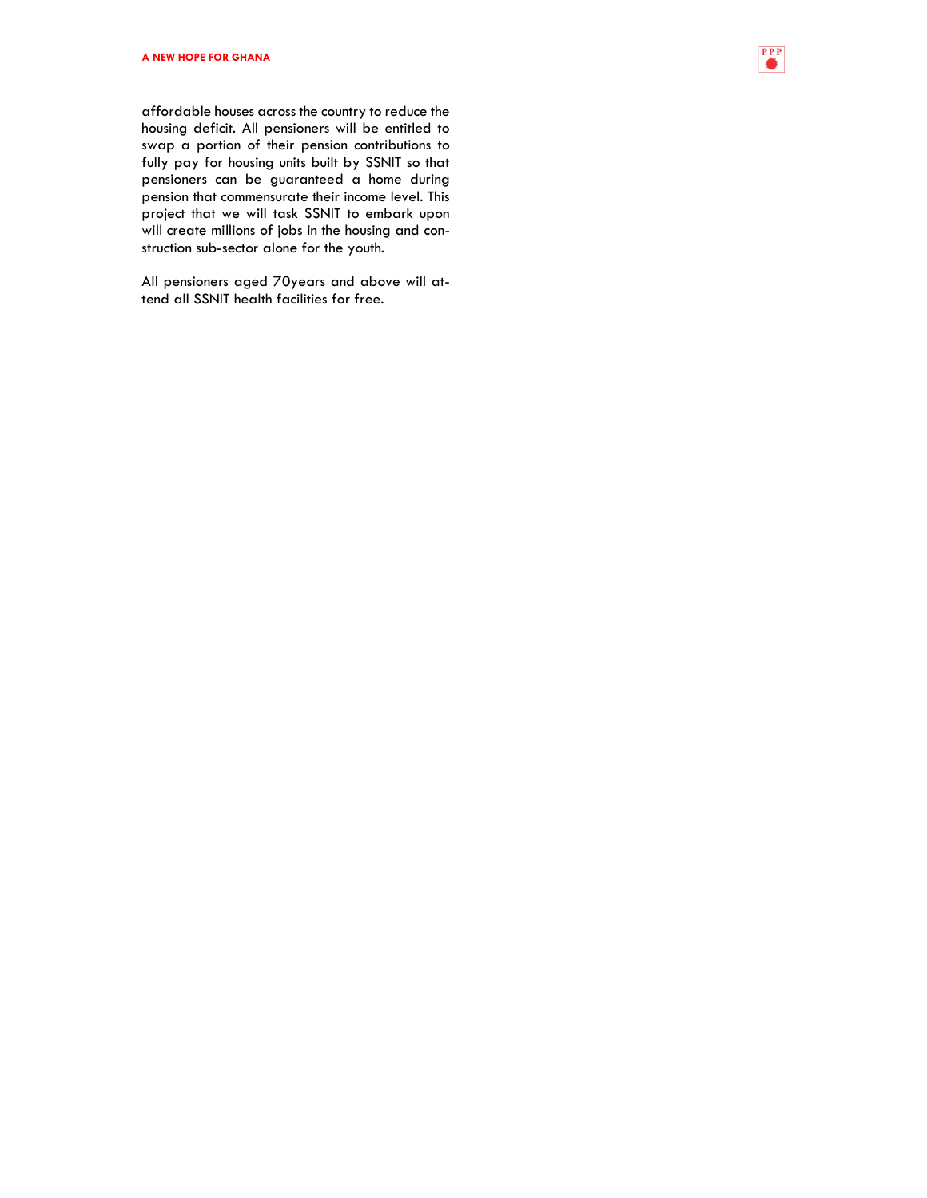affordable houses across the country to reduce the housing deficit. All pensioners will be entitled to swap a portion of their pension contributions to fully pay for housing units built by SSNIT so that pensioners can be guaranteed a home during pension that commensurate their income level. This project that we will task SSNIT to embark upon will create millions of jobs in the housing and construction sub-sector alone for the youth.

All pensioners aged 70years and above will attend all SSNIT health facilities for free.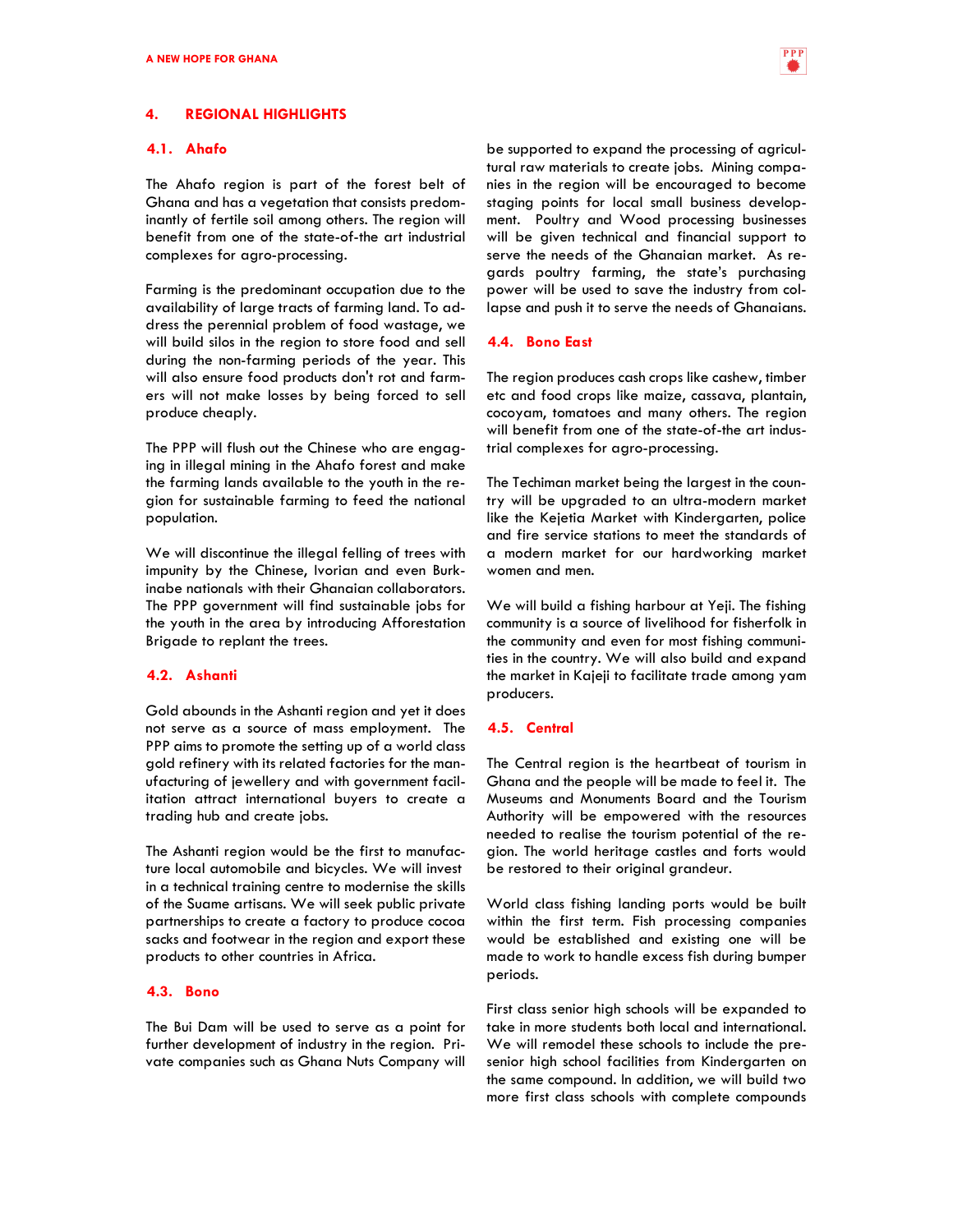## 4. REGIONAL HIGHLIGHTS

### 4.1. Ahafo

The Ahafo region is part of the forest belt of Ghana and has a vegetation that consists predominantly of fertile soil among others. The region will benefit from one of the state-of-the art industrial complexes for agro-processing.

Farming is the predominant occupation due to the availability of large tracts of farming land. To address the perennial problem of food wastage, we will build silos in the region to store food and sell during the non-farming periods of the year. This will also ensure food products don't rot and farmers will not make losses by being forced to sell produce cheaply.

The PPP will flush out the Chinese who are engaging in illegal mining in the Ahafo forest and make the farming lands available to the youth in the region for sustainable farming to feed the national population.

We will discontinue the illegal felling of trees with impunity by the Chinese, Ivorian and even Burkinabe nationals with their Ghanaian collaborators. The PPP government will find sustainable jobs for the youth in the area by introducing Afforestation Brigade to replant the trees.

### 4.2. Ashanti

Gold abounds in the Ashanti region and yet it does not serve as a source of mass employment. The PPP aims to promote the setting up of a world class gold refinery with its related factories for the manufacturing of jewellery and with government facilitation attract international buyers to create a trading hub and create jobs.

The Ashanti region would be the first to manufacture local automobile and bicycles. We will invest in a technical training centre to modernise the skills of the Suame artisans. We will seek public private partnerships to create a factory to produce cocoa sacks and footwear in the region and export these products to other countries in Africa.

### 4.3. Bono

The Bui Dam will be used to serve as a point for further development of industry in the region. Private companies such as Ghana Nuts Company will be supported to expand the processing of agricultural raw materials to create jobs. Mining companies in the region will be encouraged to become staging points for local small business development. Poultry and Wood processing businesses will be given technical and financial support to serve the needs of the Ghanaian market. As regards poultry farming, the state's purchasing power will be used to save the industry from collapse and push it to serve the needs of Ghanaians.

### 4.4. Bono East

The region produces cash crops like cashew, timber etc and food crops like maize, cassava, plantain, cocoyam, tomatoes and many others. The region will benefit from one of the state-of-the art industrial complexes for agro-processing.

The Techiman market being the largest in the country will be upgraded to an ultra-modern market like the Kejetia Market with Kindergarten, police and fire service stations to meet the standards of a modern market for our hardworking market women and men.

We will build a fishing harbour at Yeji. The fishing community is a source of livelihood for fisherfolk in the community and even for most fishing communities in the country. We will also build and expand the market in Kajeji to facilitate trade among yam producers.

### 4.5. Central

The Central region is the heartbeat of tourism in Ghana and the people will be made to feel it. The Museums and Monuments Board and the Tourism Authority will be empowered with the resources needed to realise the tourism potential of the region. The world heritage castles and forts would be restored to their original grandeur.

World class fishing landing ports would be built within the first term. Fish processing companies would be established and existing one will be made to work to handle excess fish during bumper periods.

First class senior high schools will be expanded to take in more students both local and international. We will remodel these schools to include the pre-senior high school facilities from Kindergarten on the same compound. In addition, we will build two more first class schools with complete compounds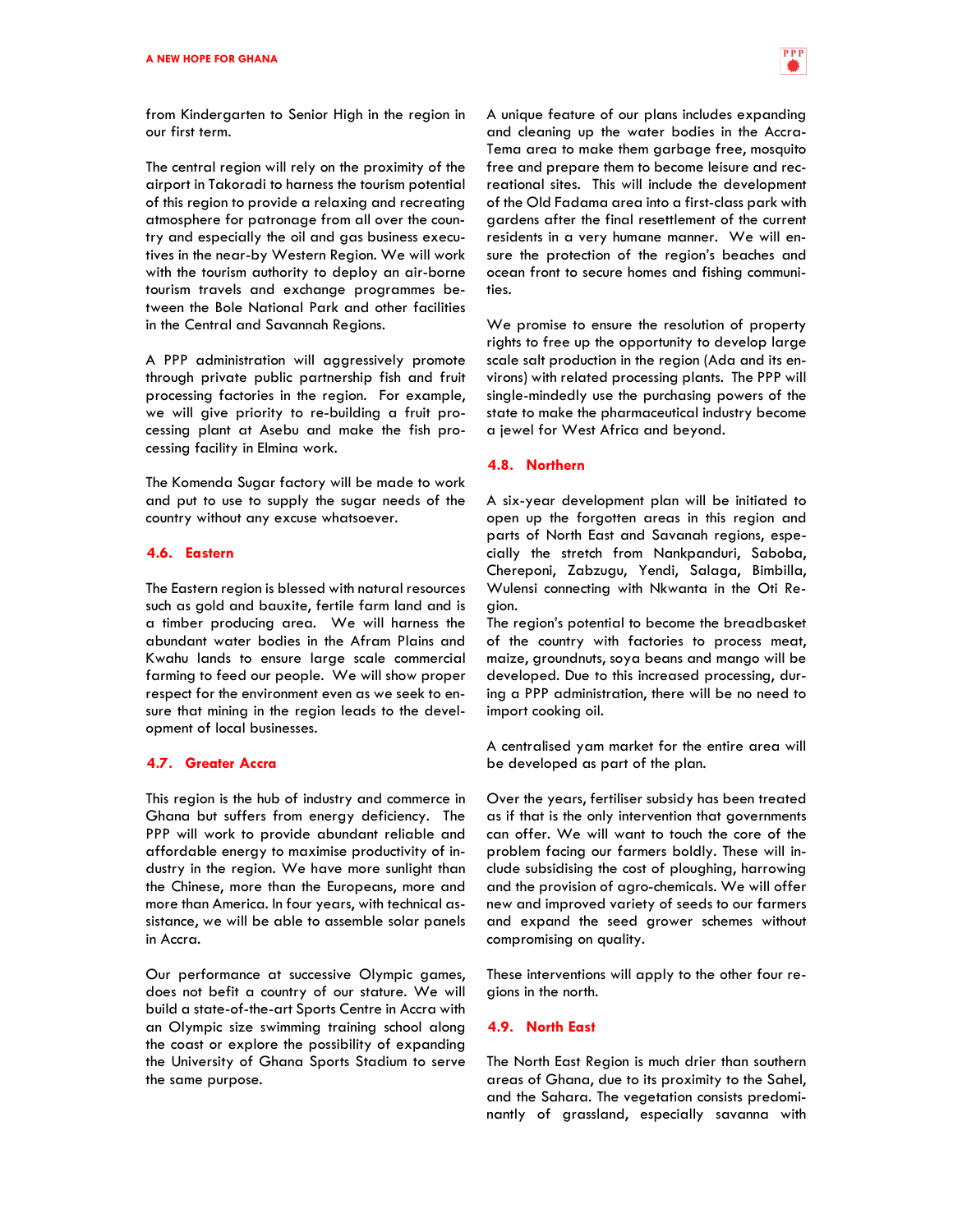from Kindergarten to Senior High in the region in our first term.

The central region will rely on the proximity of the airport in Takoradi to harness the tourism potential of this region to provide a relaxing and recreating atmosphere for patronage from all over the country and especially the oil and gas business executives in the near-by Western Region. We will work with the tourism authority to deploy an air-borne tourism travels and exchange programmes between the Bole National Park and other facilities in the Central and Savannah Regions.

A PPP administration will aggressively promote through private public partnership fish and fruit processing factories in the region. For example, we will give priority to re-building a fruit processing plant at Asebu and make the fish processing facility in Elmina work.

The Komenda Sugar factory will be made to work and put to use to supply the sugar needs of the country without any excuse whatsoever.

### 4.6. Eastern

The Eastern region is blessed with natural resources such as gold and bauxite, fertile farm land and is a timber producing area. We will harness the abundant water bodies in the Afram Plains and Kwahu lands to ensure large scale commercial farming to feed our people. We will show proper respect for the environment even as we seek to ensure that mining in the region leads to the development of local businesses.

### 4.7. Greater Accra

This region is the hub of industry and commerce in Ghana but suffers from energy deficiency. The PPP will work to provide abundant reliable and affordable energy to maximise productivity of industry in the region. We have more sunlight than the Chinese, more than the Europeans, more and more than America. In four years, with technical assistance, we will be able to assemble solar panels in Accra.

Our performance at successive Olympic games, does not befit a country of our stature. We will build a state-of-the-art Sports Centre in Accra with an Olympic size swimming training school along the coast or explore the possibility of expanding the University of Ghana Sports Stadium to serve the same purpose.

A unique feature of our plans includes expanding and cleaning up the water bodies in the Accra-Tema area to make them garbage free, mosquito free and prepare them to become leisure and recreational sites. This will include the development of the Old Fadama area into a first-class park with gardens after the final resettlement of the current residents in a very humane manner. We will ensure the protection of the region's beaches and ocean front to secure homes and fishing communities.

We promise to ensure the resolution of property rights to free up the opportunity to develop large scale salt production in the region (Ada and its environs) with related processing plants. The PPP will single-mindedly use the purchasing powers of the state to make the pharmaceutical industry become a jewel for West Africa and beyond.

### 4.8. Northern

A six-year development plan will be initiated to open up the forgotten areas in this region and parts of North East and Savanah regions, especially the stretch from Nankpanduri, Saboba, Chereponi, Zabzugu, Yendi, Salaga, Bimbilla, Wulensi connecting with Nkwanta in the Oti Region.

The region's potential to become the breadbasket of the country with factories to process meat, maize, groundnuts, soya beans and mango will be developed. Due to this increased processing, during a PPP administration, there will be no need to import cooking oil.

A centralised yam market for the entire area will be developed as part of the plan.

Over the years, fertiliser subsidy has been treated as if that is the only intervention that governments can offer. We will want to touch the core of the problem facing our farmers boldly. These will include subsidising the cost of ploughing, harrowing and the provision of agro-chemicals. We will offer new and improved variety of seeds to our farmers and expand the seed grower schemes without compromising on quality.

These interventions will apply to the other four regions in the north.

### 4.9. North East

The North East Region is much drier than southern areas of Ghana, due to its proximity to the Sahel, and the Sahara. The vegetation consists predominantly of grassland, especially savanna with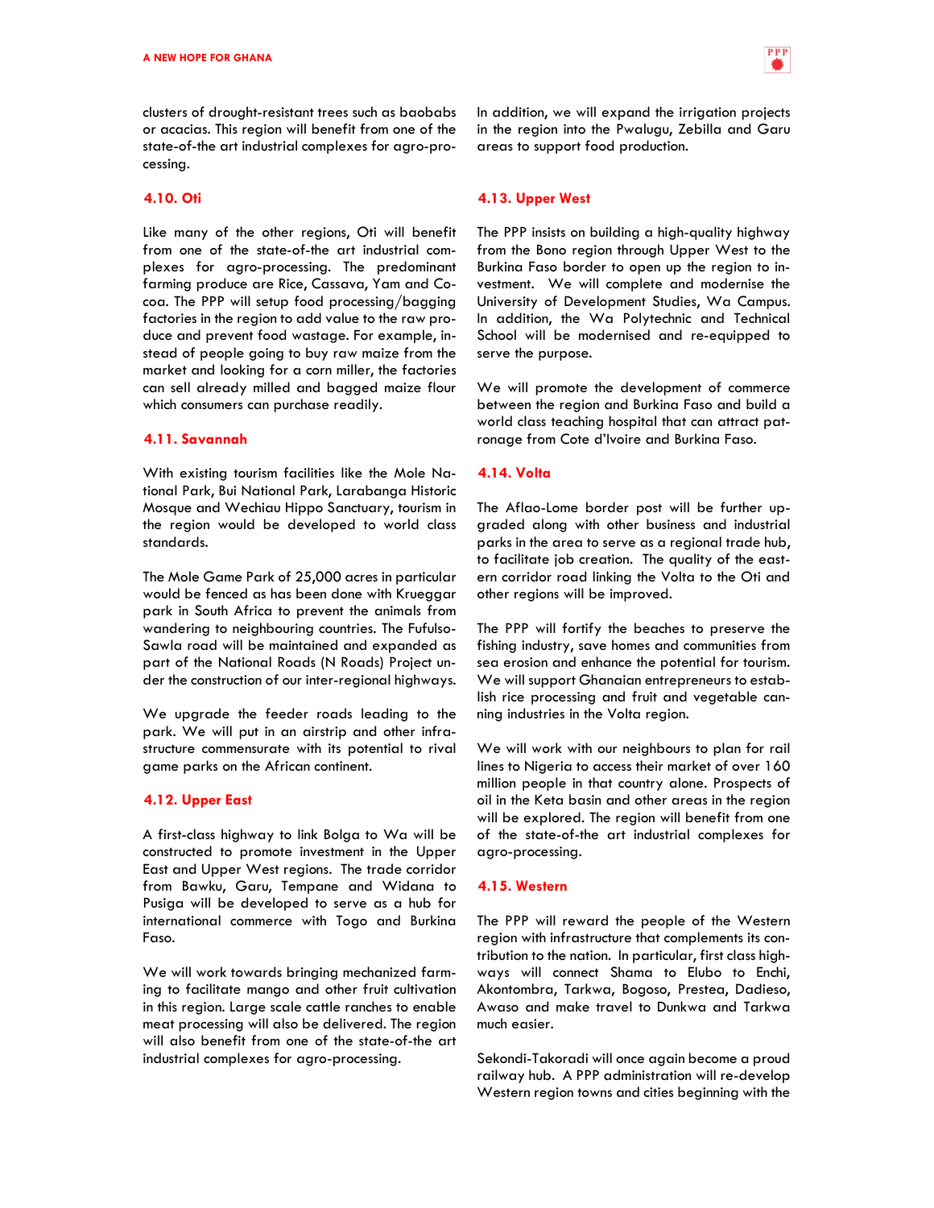clusters of drought-resistant trees such as baobabs or acacias. This region will benefit from one of the state-of-the art industrial complexes for agro-processing.

### 4.10. Oti

Like many of the other regions, Oti will benefit from one of the state-of-the art industrial complexes for agro-processing. The predominant farming produce are Rice, Cassava, Yam and Cocoa. The PPP will setup food processing/bagging factories in the region to add value to the raw produce and prevent food wastage. For example, instead of people going to buy raw maize from the market and looking for a corn miller, the factories can sell already milled and bagged maize flour which consumers can purchase readily.

### 4.11. Savannah

With existing tourism facilities like the Mole National Park, Bui National Park, Larabanga Historic Mosque and Wechiau Hippo Sanctuary, tourism in the region would be developed to world class standards.

The Mole Game Park of 25,000 acres in particular would be fenced as has been done with Krueggar park in South Africa to prevent the animals from wandering to neighbouring countries. The Fufulso-Sawla road will be maintained and expanded as part of the National Roads (N Roads) Project under the construction of our inter-regional highways.

We upgrade the feeder roads leading to the park. We will put in an airstrip and other infrastructure commensurate with its potential to rival game parks on the African continent.

### 4.12. Upper East

A first-class highway to link Bolga to Wa will be constructed to promote investment in the Upper East and Upper West regions. The trade corridor from Bawku, Garu, Tempane and Widana to Pusiga will be developed to serve as a hub for international commerce with Togo and Burkina Faso.

We will work towards bringing mechanized farming to facilitate mango and other fruit cultivation in this region. Large scale cattle ranches to enable meat processing will also be delivered. The region will also benefit from one of the state-of-the art industrial complexes for agro-processing.

In addition, we will expand the irrigation projects in the region into the Pwalugu, Zebilla and Garu areas to support food production.

### 4.13. Upper West

The PPP insists on building a high-quality highway from the Bono region through Upper West to the Burkina Faso border to open up the region to investment. We will complete and modernise the University of Development Studies, Wa Campus. In addition, the Wa Polytechnic and Technical School will be modernised and re-equipped to serve the purpose.

We will promote the development of commerce between the region and Burkina Faso and build a world class teaching hospital that can attract patronage from Cote d'Ivoire and Burkina Faso.

### 4.14. Volta

The Aflao-Lome border post will be further upgraded along with other business and industrial parks in the area to serve as a regional trade hub, to facilitate job creation. The quality of the eastern corridor road linking the Volta to the Oti and other regions will be improved.

The PPP will fortify the beaches to preserve the fishing industry, save homes and communities from sea erosion and enhance the potential for tourism. We will support Ghanaian entrepreneurs to establish rice processing and fruit and vegetable canning industries in the Volta region.

We will work with our neighbours to plan for rail lines to Nigeria to access their market of over 160 million people in that country alone. Prospects of oil in the Keta basin and other areas in the region will be explored. The region will benefit from one of the state-of-the art industrial complexes for agro-processing.

### 4.15. Western

The PPP will reward the people of the Western region with infrastructure that complements its contribution to the nation. In particular, first class highways will connect Shama to Elubo to Enchi, Akontombra, Tarkwa, Bogoso, Prestea, Dadieso, Awaso and make travel to Dunkwa and Tarkwa much easier.

Sekondi-Takoradi will once again become a proud railway hub. A PPP administration will re-develop Western region towns and cities beginning with the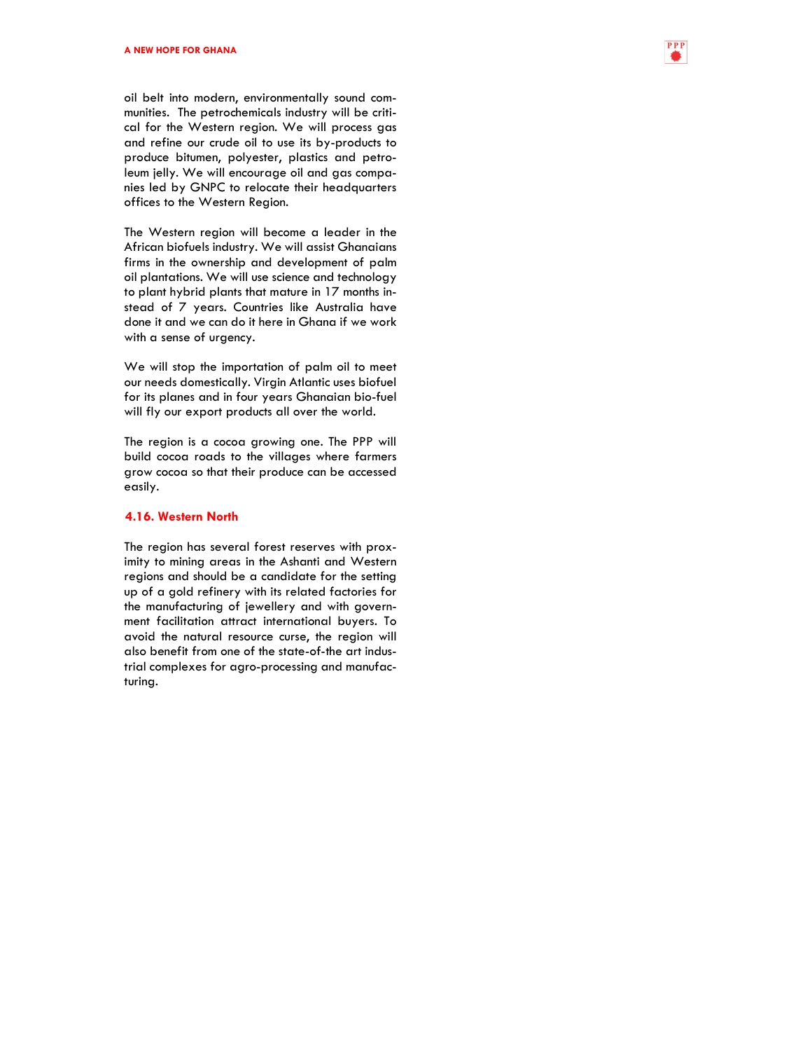oil belt into modern, environmentally sound communities. The petrochemicals industry will be critical for the Western region. We will process gas and refine our crude oil to use its by-products to produce bitumen, polyester, plastics and petroleum jelly. We will encourage oil and gas companies led by GNPC to relocate their headquarters offices to the Western Region.

The Western region will become a leader in the African biofuels industry. We will assist Ghanaians firms in the ownership and development of palm oil plantations. We will use science and technology to plant hybrid plants that mature in 17 months instead of 7 years. Countries like Australia have done it and we can do it here in Ghana if we work with a sense of urgency.

We will stop the importation of palm oil to meet our needs domestically. Virgin Atlantic uses biofuel for its planes and in four years Ghanaian bio-fuel will fly our export products all over the world.

The region is a cocoa growing one. The PPP will build cocoa roads to the villages where farmers grow cocoa so that their produce can be accessed easily.

### 4.16. Western North

The region has several forest reserves with proximity to mining areas in the Ashanti and Western regions and should be a candidate for the setting up of a gold refinery with its related factories for the manufacturing of jewellery and with government facilitation attract international buyers. To avoid the natural resource curse, the region will also benefit from one of the state-of-the art industrial complexes for agro-processing and manufacturing.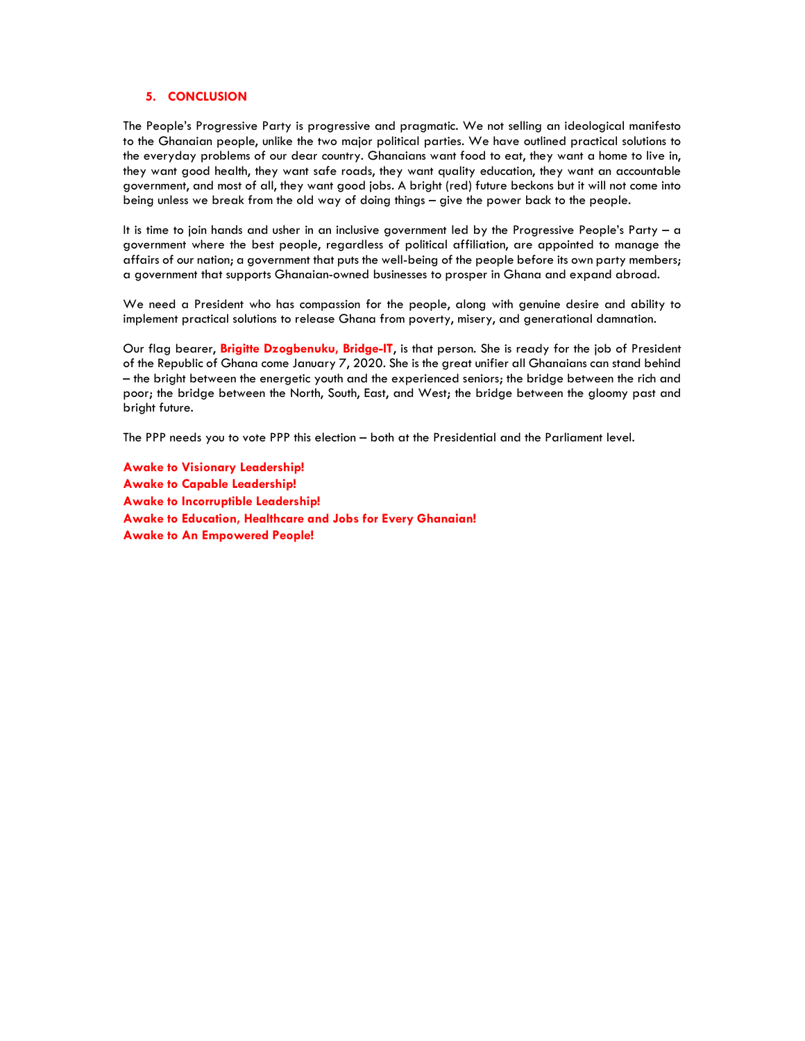## 5. CONCLUSION

The People's Progressive Party is progressive and pragmatic. We not selling an ideological manifesto to the Ghanaian people, unlike the two major political parties. We have outlined practical solutions to the everyday problems of our dear country. Ghanaians want food to eat, they want a home to live in, they want good health, they want safe roads, they want quality education, they want an accountable government, and most of all, they want good jobs. A bright (red) future beckons but it will not come into being unless we break from the old way of doing things – give the power back to the people.

It is time to join hands and usher in an inclusive government led by the Progressive People's Party – a government where the best people, regardless of political affiliation, are appointed to manage the affairs of our nation; a government that puts the well-being of the people before its own party members; a government that supports Ghanaian-owned businesses to prosper in Ghana and expand abroad.

We need a President who has compassion for the people, along with genuine desire and ability to implement practical solutions to release Ghana from poverty, misery, and generational damnation.

Our flag bearer, **Brigitte Dzogbenuku, Bridge-IT**, is that person. She is ready for the job of President of the Republic of Ghana come January 7, 2020. She is the great unifier all Ghanaians can stand behind – the bright between the energetic youth and the experienced seniors; the bridge between the rich and poor; the bridge between the North, South, East, and West; the bridge between the gloomy past and bright future.

The PPP needs you to vote PPP this election – both at the Presidential and the Parliament level.

**Awake to Visionary Leadership!**
**Awake to Capable Leadership!**
**Awake to Incorruptible Leadership!**
**Awake to Education, Healthcare and Jobs for Every Ghanaian!**
**Awake to An Empowered People!**